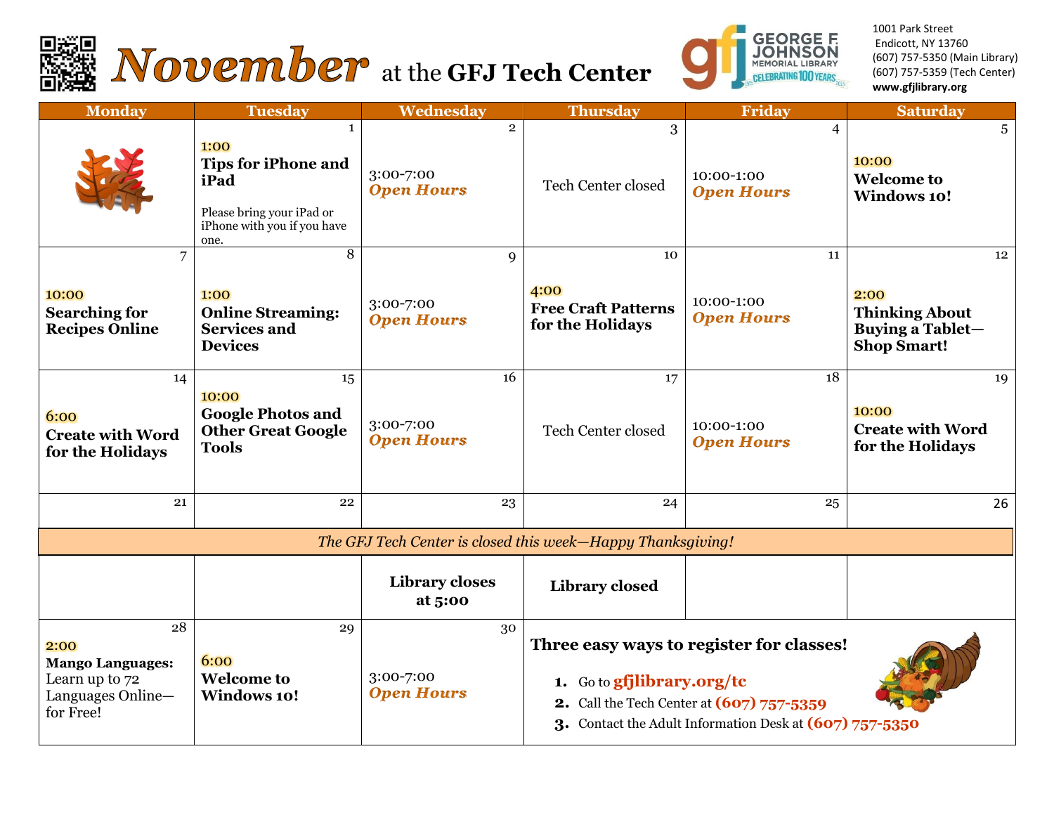# November at the GFJ Tech Center

**GEORGE F. JOHNSON MEMORIAL LIBRARY** — CELEBRATING 100 YEARS 1915–2015

1001 Park Street
Endicott, NY 13760
(607) 757-5350 (Main Library)
(607) 757-5359 (Tech Center)
**www.gfjlibrary.org**

| Monday | Tuesday | Wednesday | Thursday | Friday | Saturday |
|---|---|---|---|---|---|
| | 1<br>1:00<br>**Tips for iPhone and iPad**<br>Please bring your iPad or iPhone with you if you have one. | 2<br>3:00-7:00<br>*Open Hours* | 3<br>Tech Center closed | 4<br>10:00-1:00<br>*Open Hours* | 5<br>10:00<br>**Welcome to Windows 10!** |
| 7<br>10:00<br>**Searching for Recipes Online** | 8<br>1:00<br>**Online Streaming: Services and Devices** | 9<br>3:00-7:00<br>*Open Hours* | 10<br>4:00<br>**Free Craft Patterns for the Holidays** | 11<br>10:00-1:00<br>*Open Hours* | 12<br>2:00<br>**Thinking About Buying a Tablet—Shop Smart!** |
| 14<br>6:00<br>**Create with Word for the Holidays** | 15<br>10:00<br>**Google Photos and Other Great Google Tools** | 16<br>3:00-7:00<br>*Open Hours* | 17<br>Tech Center closed | 18<br>10:00-1:00<br>*Open Hours* | 19<br>10:00<br>**Create with Word for the Holidays** |
| 21<br>*The GFJ Tech Center is closed this week—Happy Thanksgiving!* | 22 | 23<br>**Library closes at 5:00** | 24<br>**Library closed** | 25 | 26 |
| 28<br>2:00<br>**Mango Languages:** Learn up to 72 Languages Online—for Free! | 29<br>6:00<br>**Welcome to Windows 10!** | 30<br>3:00-7:00<br>*Open Hours* | | | |

**Three easy ways to register for classes!**

1. Go to **gfjlibrary.org/tc**
2. Call the Tech Center at **(607) 757-5359**
3. Contact the Adult Information Desk at **(607) 757-5350**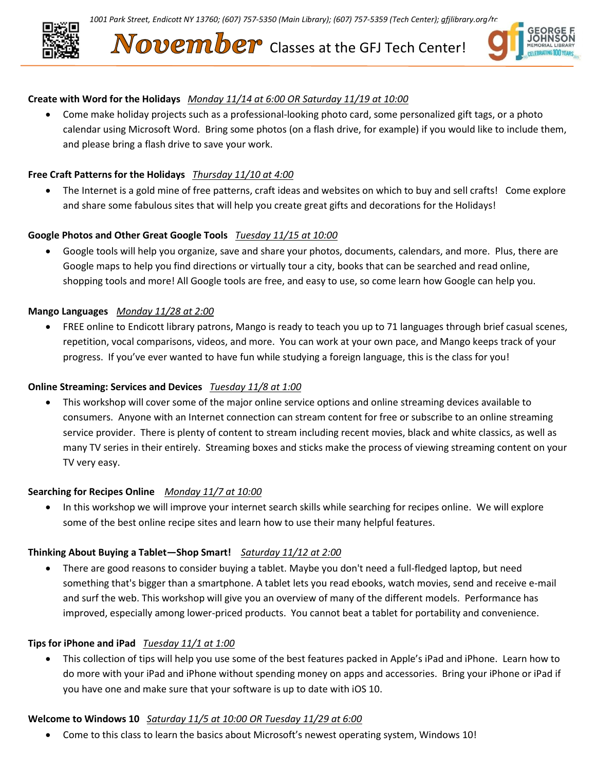1001 Park Street, Endicott NY 13760; (607) 757-5350 (Main Library); (607) 757-5359 (Tech Center); gfjlibrary.org/tc

# *November* Classes at the GFJ Tech Center!

**Create with Word for the Holidays** *Monday 11/14 at 6:00 OR Saturday 11/19 at 10:00*

- Come make holiday projects such as a professional-looking photo card, some personalized gift tags, or a photo calendar using Microsoft Word. Bring some photos (on a flash drive, for example) if you would like to include them, and please bring a flash drive to save your work.

**Free Craft Patterns for the Holidays** *Thursday 11/10 at 4:00*

- The Internet is a gold mine of free patterns, craft ideas and websites on which to buy and sell crafts! Come explore and share some fabulous sites that will help you create great gifts and decorations for the Holidays!

**Google Photos and Other Great Google Tools** *Tuesday 11/15 at 10:00*

- Google tools will help you organize, save and share your photos, documents, calendars, and more. Plus, there are Google maps to help you find directions or virtually tour a city, books that can be searched and read online, shopping tools and more! All Google tools are free, and easy to use, so come learn how Google can help you.

**Mango Languages** *Monday 11/28 at 2:00*

- FREE online to Endicott library patrons, Mango is ready to teach you up to 71 languages through brief casual scenes, repetition, vocal comparisons, videos, and more. You can work at your own pace, and Mango keeps track of your progress. If you've ever wanted to have fun while studying a foreign language, this is the class for you!

**Online Streaming: Services and Devices** *Tuesday 11/8 at 1:00*

- This workshop will cover some of the major online service options and online streaming devices available to consumers. Anyone with an Internet connection can stream content for free or subscribe to an online streaming service provider. There is plenty of content to stream including recent movies, black and white classics, as well as many TV series in their entirely. Streaming boxes and sticks make the process of viewing streaming content on your TV very easy.

**Searching for Recipes Online** *Monday 11/7 at 10:00*

- In this workshop we will improve your internet search skills while searching for recipes online. We will explore some of the best online recipe sites and learn how to use their many helpful features.

**Thinking About Buying a Tablet—Shop Smart!** *Saturday 11/12 at 2:00*

- There are good reasons to consider buying a tablet. Maybe you don't need a full-fledged laptop, but need something that's bigger than a smartphone. A tablet lets you read ebooks, watch movies, send and receive e-mail and surf the web. This workshop will give you an overview of many of the different models. Performance has improved, especially among lower-priced products. You cannot beat a tablet for portability and convenience.

**Tips for iPhone and iPad** *Tuesday 11/1 at 1:00*

- This collection of tips will help you use some of the best features packed in Apple's iPad and iPhone. Learn how to do more with your iPad and iPhone without spending money on apps and accessories. Bring your iPhone or iPad if you have one and make sure that your software is up to date with iOS 10.

**Welcome to Windows 10** *Saturday 11/5 at 10:00 OR Tuesday 11/29 at 6:00*

- Come to this class to learn the basics about Microsoft's newest operating system, Windows 10!